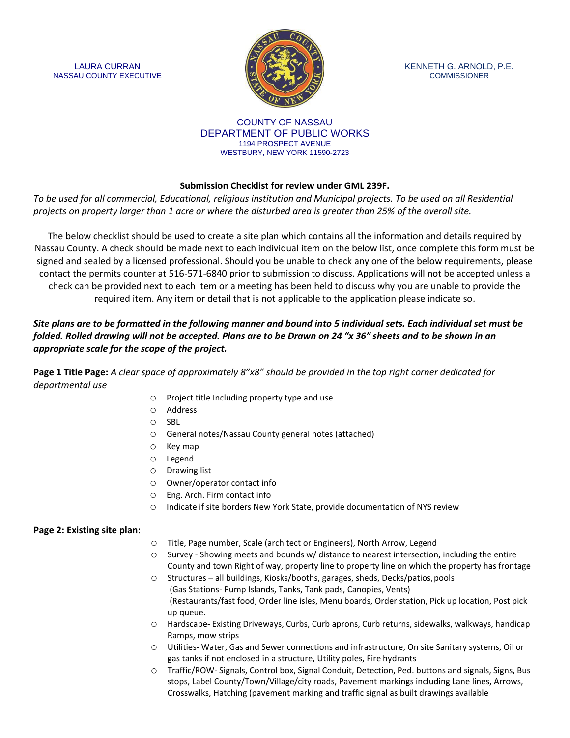LAURA CURRAN
NASSAU COUNTY EXECUTIVE

KENNETH G. ARNOLD, P.E.
COMMISSIONER

COUNTY OF NASSAU
DEPARTMENT OF PUBLIC WORKS
1194 PROSPECT AVENUE
WESTBURY, NEW YORK 11590-2723

**Submission Checklist for review under GML 239F.**

*To be used for all commercial, Educational, religious institution and Municipal projects. To be used on all Residential projects on property larger than 1 acre or where the disturbed area is greater than 25% of the overall site.*

The below checklist should be used to create a site plan which contains all the information and details required by Nassau County. A check should be made next to each individual item on the below list, once complete this form must be signed and sealed by a licensed professional. Should you be unable to check any one of the below requirements, please contact the permits counter at 516-571-6840 prior to submission to discuss. Applications will not be accepted unless a check can be provided next to each item or a meeting has been held to discuss why you are unable to provide the required item. Any item or detail that is not applicable to the application please indicate so.

***Site plans are to be formatted in the following manner and bound into 5 individual sets. Each individual set must be folded. Rolled drawing will not be accepted. Plans are to be Drawn on 24 "x 36" sheets and to be shown in an appropriate scale for the scope of the project.***

**Page 1 Title Page:** *A clear space of approximately 8"x8" should be provided in the top right corner dedicated for departmental use*

- Project title Including property type and use
- Address
- SBL
- General notes/Nassau County general notes (attached)
- Key map
- Legend
- Drawing list
- Owner/operator contact info
- Eng. Arch. Firm contact info
- Indicate if site borders New York State, provide documentation of NYS review

**Page 2: Existing site plan:**

- Title, Page number, Scale (architect or Engineers), North Arrow, Legend
- Survey - Showing meets and bounds w/ distance to nearest intersection, including the entire County and town Right of way, property line to property line on which the property has frontage
- Structures – all buildings, Kiosks/booths, garages, sheds, Decks/patios, pools (Gas Stations- Pump Islands, Tanks, Tank pads, Canopies, Vents) (Restaurants/fast food, Order line isles, Menu boards, Order station, Pick up location, Post pick up queue.
- Hardscape- Existing Driveways, Curbs, Curb aprons, Curb returns, sidewalks, walkways, handicap Ramps, mow strips
- Utilities- Water, Gas and Sewer connections and infrastructure, On site Sanitary systems, Oil or gas tanks if not enclosed in a structure, Utility poles, Fire hydrants
- Traffic/ROW- Signals, Control box, Signal Conduit, Detection, Ped. buttons and signals, Signs, Bus stops, Label County/Town/Village/city roads, Pavement markings including Lane lines, Arrows, Crosswalks, Hatching (pavement marking and traffic signal as built drawings available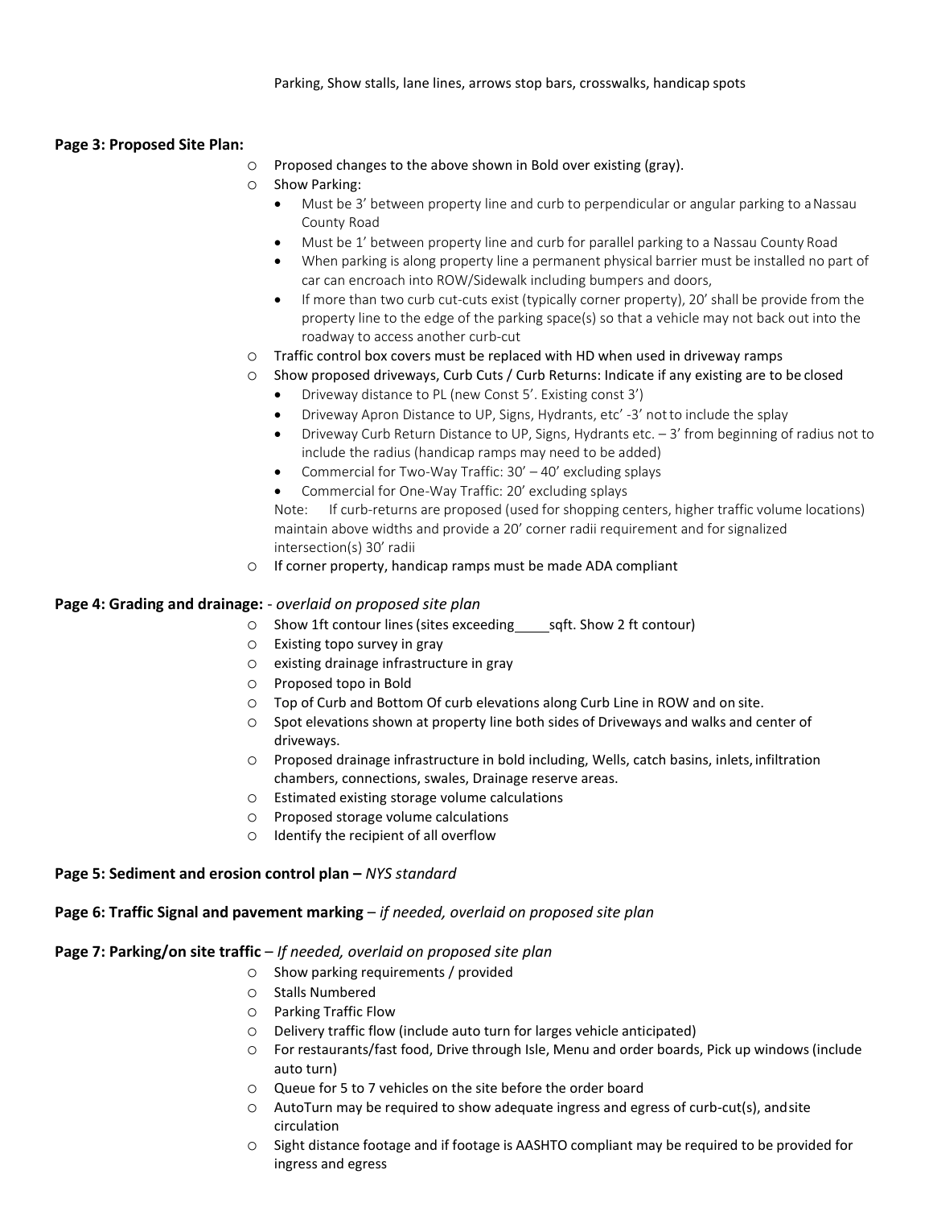Parking, Show stalls, lane lines, arrows stop bars, crosswalks, handicap spots

**Page 3: Proposed Site Plan:**

- Proposed changes to the above shown in Bold over existing (gray).
- Show Parking:
  - Must be 3' between property line and curb to perpendicular or angular parking to a Nassau County Road
  - Must be 1' between property line and curb for parallel parking to a Nassau County Road
  - When parking is along property line a permanent physical barrier must be installed no part of car can encroach into ROW/Sidewalk including bumpers and doors,
  - If more than two curb cut-cuts exist (typically corner property), 20' shall be provide from the property line to the edge of the parking space(s) so that a vehicle may not back out into the roadway to access another curb-cut
- Traffic control box covers must be replaced with HD when used in driveway ramps
- Show proposed driveways, Curb Cuts / Curb Returns: Indicate if any existing are to be closed
  - Driveway distance to PL (new Const 5'. Existing const 3')
  - Driveway Apron Distance to UP, Signs, Hydrants, etc' -3' not to include the splay
  - Driveway Curb Return Distance to UP, Signs, Hydrants etc. – 3' from beginning of radius not to include the radius (handicap ramps may need to be added)
  - Commercial for Two-Way Traffic: 30' – 40' excluding splays
  - Commercial for One-Way Traffic: 20' excluding splays

  Note: If curb-returns are proposed (used for shopping centers, higher traffic volume locations) maintain above widths and provide a 20' corner radii requirement and for signalized intersection(s) 30' radii
- If corner property, handicap ramps must be made ADA compliant

**Page 4: Grading and drainage:** - *overlaid on proposed site plan*

- Show 1ft contour lines (sites exceeding\_\_\_\_\_sqft. Show 2 ft contour)
- Existing topo survey in gray
- existing drainage infrastructure in gray
- Proposed topo in Bold
- Top of Curb and Bottom Of curb elevations along Curb Line in ROW and on site.
- Spot elevations shown at property line both sides of Driveways and walks and center of driveways.
- Proposed drainage infrastructure in bold including, Wells, catch basins, inlets, infiltration chambers, connections, swales, Drainage reserve areas.
- Estimated existing storage volume calculations
- Proposed storage volume calculations
- Identify the recipient of all overflow

**Page 5: Sediment and erosion control plan –** *NYS standard*

**Page 6: Traffic Signal and pavement marking** – *if needed, overlaid on proposed site plan*

**Page 7: Parking/on site traffic** – *If needed, overlaid on proposed site plan*

- Show parking requirements / provided
- Stalls Numbered
- Parking Traffic Flow
- Delivery traffic flow (include auto turn for larges vehicle anticipated)
- For restaurants/fast food, Drive through Isle, Menu and order boards, Pick up windows (include auto turn)
- Queue for 5 to 7 vehicles on the site before the order board
- AutoTurn may be required to show adequate ingress and egress of curb-cut(s), and site circulation
- Sight distance footage and if footage is AASHTO compliant may be required to be provided for ingress and egress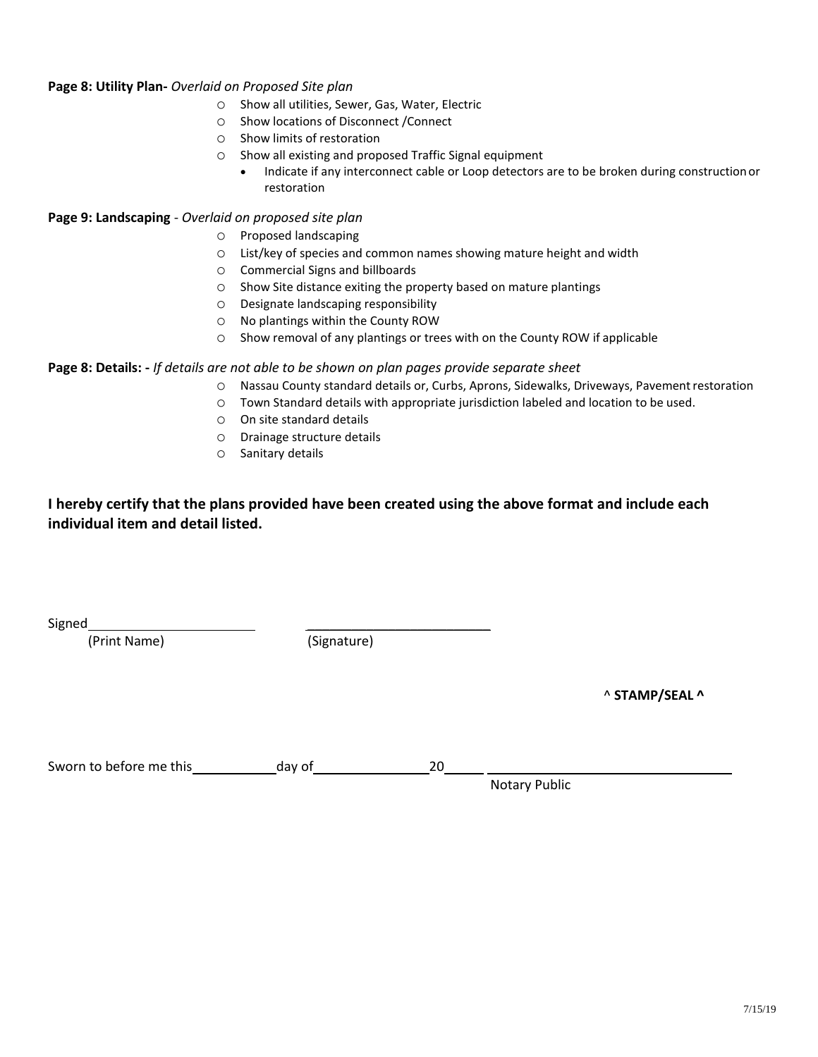**Page 8: Utility Plan-** *Overlaid on Proposed Site plan*

- Show all utilities, Sewer, Gas, Water, Electric
- Show locations of Disconnect /Connect
- Show limits of restoration
- Show all existing and proposed Traffic Signal equipment
  - Indicate if any interconnect cable or Loop detectors are to be broken during construction or restoration

**Page 9: Landscaping** - *Overlaid on proposed site plan*

- Proposed landscaping
- List/key of species and common names showing mature height and width
- Commercial Signs and billboards
- Show Site distance exiting the property based on mature plantings
- Designate landscaping responsibility
- No plantings within the County ROW
- Show removal of any plantings or trees with on the County ROW if applicable

**Page 8: Details: -** *If details are not able to be shown on plan pages provide separate sheet*

- Nassau County standard details or, Curbs, Aprons, Sidewalks, Driveways, Pavement restoration
- Town Standard details with appropriate jurisdiction labeled and location to be used.
- On site standard details
- Drainage structure details
- Sanitary details

**I hereby certify that the plans provided have been created using the above format and include each individual item and detail listed.**

Signed______________________ ________________________

(Print Name) (Signature)

**^ STAMP/SEAL ^**

Sworn to before me this__________day of______________20_____ ________________________________

Notary Public